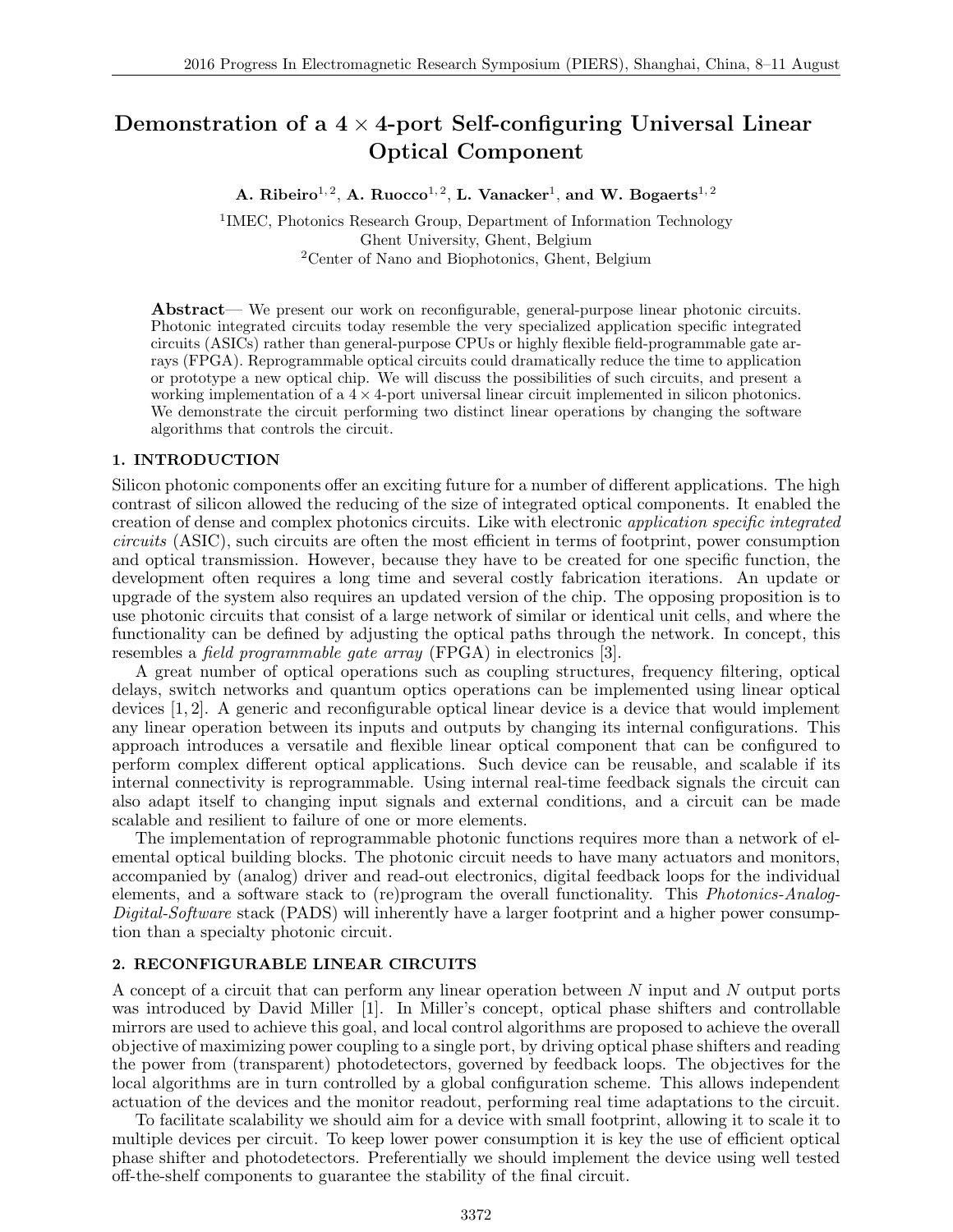# Demonstration of a $4 \times 4$-port Self-configuring Universal Linear Optical Component

**A. Ribeiro**[1,2], **A. Ruocco**[1,2], **L. Vanacker**[1], **and W. Bogaerts**[1,2]

[1]IMEC, Photonics Research Group, Department of Information Technology
Ghent University, Ghent, Belgium
[2]Center of Nano and Biophotonics, Ghent, Belgium

**Abstract**— We present our work on reconfigurable, general-purpose linear photonic circuits. Photonic integrated circuits today resemble the very specialized application specific integrated circuits (ASICs) rather than general-purpose CPUs or highly flexible field-programmable gate arrays (FPGA). Reprogrammable optical circuits could dramatically reduce the time to application or prototype a new optical chip. We will discuss the possibilities of such circuits, and present a working implementation of a $4 \times 4$-port universal linear circuit implemented in silicon photonics. We demonstrate the circuit performing two distinct linear operations by changing the software algorithms that controls the circuit.

## 1. INTRODUCTION

Silicon photonic components offer an exciting future for a number of different applications. The high contrast of silicon allowed the reducing of the size of integrated optical components. It enabled the creation of dense and complex photonics circuits. Like with electronic *application specific integrated circuits* (ASIC), such circuits are often the most efficient in terms of footprint, power consumption and optical transmission. However, because they have to be created for one specific function, the development often requires a long time and several costly fabrication iterations. An update or upgrade of the system also requires an updated version of the chip. The opposing proposition is to use photonic circuits that consist of a large network of similar or identical unit cells, and where the functionality can be defined by adjusting the optical paths through the network. In concept, this resembles a *field programmable gate array* (FPGA) in electronics [3].

A great number of optical operations such as coupling structures, frequency filtering, optical delays, switch networks and quantum optics operations can be implemented using linear optical devices [1, 2]. A generic and reconfigurable optical linear device is a device that would implement any linear operation between its inputs and outputs by changing its internal configurations. This approach introduces a versatile and flexible linear optical component that can be configured to perform complex different optical applications. Such device can be reusable, and scalable if its internal connectivity is reprogrammable. Using internal real-time feedback signals the circuit can also adapt itself to changing input signals and external conditions, and a circuit can be made scalable and resilient to failure of one or more elements.

The implementation of reprogrammable photonic functions requires more than a network of elemental optical building blocks. The photonic circuit needs to have many actuators and monitors, accompanied by (analog) driver and read-out electronics, digital feedback loops for the individual elements, and a software stack to (re)program the overall functionality. This *Photonics-Analog-Digital-Software* stack (PADS) will inherently have a larger footprint and a higher power consumption than a specialty photonic circuit.

## 2. RECONFIGURABLE LINEAR CIRCUITS

A concept of a circuit that can perform any linear operation between $N$ input and $N$ output ports was introduced by David Miller [1]. In Miller's concept, optical phase shifters and controllable mirrors are used to achieve this goal, and local control algorithms are proposed to achieve the overall objective of maximizing power coupling to a single port, by driving optical phase shifters and reading the power from (transparent) photodetectors, governed by feedback loops. The objectives for the local algorithms are in turn controlled by a global configuration scheme. This allows independent actuation of the devices and the monitor readout, performing real time adaptations to the circuit.

To facilitate scalability we should aim for a device with small footprint, allowing it to scale it to multiple devices per circuit. To keep lower power consumption it is key the use of efficient optical phase shifter and photodetectors. Preferentially we should implement the device using well tested off-the-shelf components to guarantee the stability of the final circuit.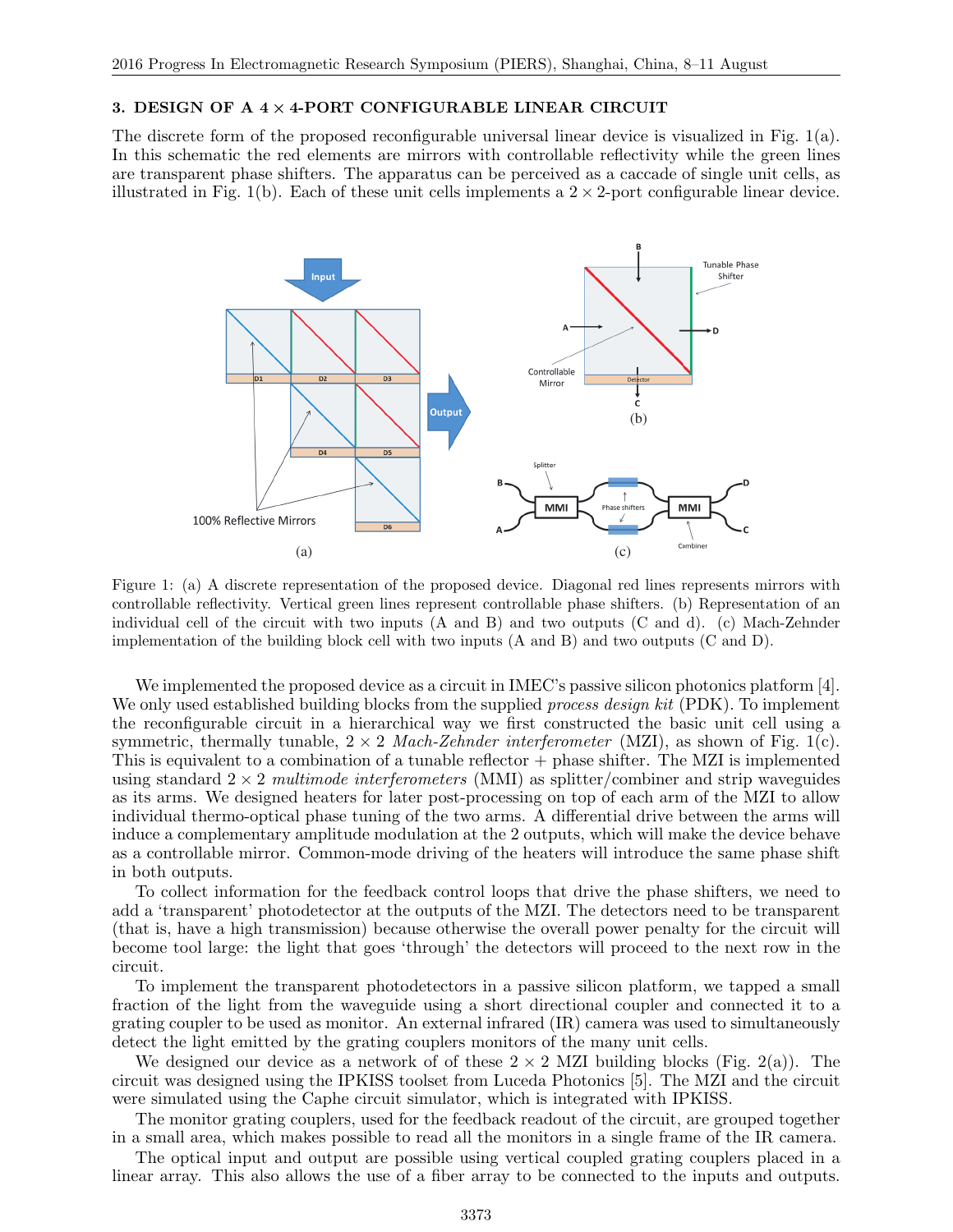## 3. DESIGN OF A 4 × 4-PORT CONFIGURABLE LINEAR CIRCUIT

The discrete form of the proposed reconfigurable universal linear device is visualized in Fig. 1(a). In this schematic the red elements are mirrors with controllable reflectivity while the green lines are transparent phase shifters. The apparatus can be perceived as a caccade of single unit cells, as illustrated in Fig. 1(b). Each of these unit cells implements a 2 × 2-port configurable linear device.

Figure 1: (a) A discrete representation of the proposed device. Diagonal red lines represents mirrors with controllable reflectivity. Vertical green lines represent controllable phase shifters. (b) Representation of an individual cell of the circuit with two inputs (A and B) and two outputs (C and d). (c) Mach-Zehnder implementation of the building block cell with two inputs (A and B) and two outputs (C and D).

We implemented the proposed device as a circuit in IMEC's passive silicon photonics platform [4]. We only used established building blocks from the supplied *process design kit* (PDK). To implement the reconfigurable circuit in a hierarchical way we first constructed the basic unit cell using a symmetric, thermally tunable, 2 × 2 *Mach-Zehnder interferometer* (MZI), as shown of Fig. 1(c). This is equivalent to a combination of a tunable reflector + phase shifter. The MZI is implemented using standard 2 × 2 *multimode interferometers* (MMI) as splitter/combiner and strip waveguides as its arms. We designed heaters for later post-processing on top of each arm of the MZI to allow individual thermo-optical phase tuning of the two arms. A differential drive between the arms will induce a complementary amplitude modulation at the 2 outputs, which will make the device behave as a controllable mirror. Common-mode driving of the heaters will introduce the same phase shift in both outputs.

To collect information for the feedback control loops that drive the phase shifters, we need to add a 'transparent' photodetector at the outputs of the MZI. The detectors need to be transparent (that is, have a high transmission) because otherwise the overall power penalty for the circuit will become tool large: the light that goes 'through' the detectors will proceed to the next row in the circuit.

To implement the transparent photodetectors in a passive silicon platform, we tapped a small fraction of the light from the waveguide using a short directional coupler and connected it to a grating coupler to be used as monitor. An external infrared (IR) camera was used to simultaneously detect the light emitted by the grating couplers monitors of the many unit cells.

We designed our device as a network of of these 2 × 2 MZI building blocks (Fig. 2(a)). The circuit was designed using the IPKISS toolset from Luceda Photonics [5]. The MZI and the circuit were simulated using the Caphe circuit simulator, which is integrated with IPKISS.

The monitor grating couplers, used for the feedback readout of the circuit, are grouped together in a small area, which makes possible to read all the monitors in a single frame of the IR camera.

The optical input and output are possible using vertical coupled grating couplers placed in a linear array. This also allows the use of a fiber array to be connected to the inputs and outputs.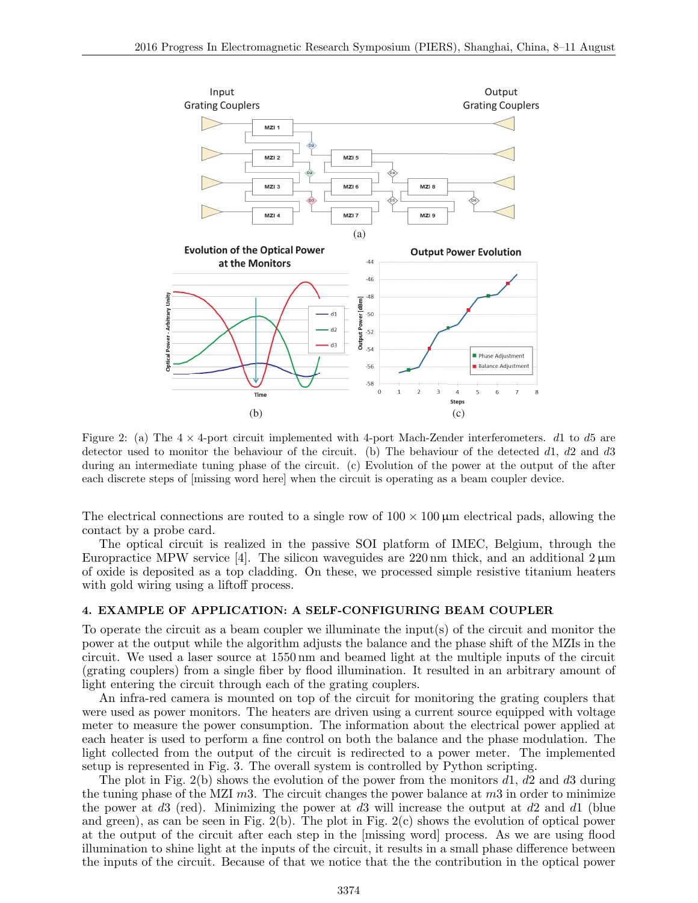Figure 2: (a) The 4 × 4-port circuit implemented with 4-port Mach-Zender interferometers. $d1$ to $d5$ are detector used to monitor the behaviour of the circuit. (b) The behaviour of the detected $d1$, $d2$ and $d3$ during an intermediate tuning phase of the circuit. (c) Evolution of the power at the output of the after each discrete steps of [missing word here] when the circuit is operating as a beam coupler device.

The electrical connections are routed to a single row of $100 \times 100\,\mu\text{m}$ electrical pads, allowing the contact by a probe card.

The optical circuit is realized in the passive SOI platform of IMEC, Belgium, through the Europractice MPW service [4]. The silicon waveguides are 220 nm thick, and an additional $2\,\mu\text{m}$ of oxide is deposited as a top cladding. On these, we processed simple resistive titanium heaters with gold wiring using a liftoff process.

## 4. EXAMPLE OF APPLICATION: A SELF-CONFIGURING BEAM COUPLER

To operate the circuit as a beam coupler we illuminate the input(s) of the circuit and monitor the power at the output while the algorithm adjusts the balance and the phase shift of the MZIs in the circuit. We used a laser source at 1550 nm and beamed light at the multiple inputs of the circuit (grating couplers) from a single fiber by flood illumination. It resulted in an arbitrary amount of light entering the circuit through each of the grating couplers.

An infra-red camera is mounted on top of the circuit for monitoring the grating couplers that were used as power monitors. The heaters are driven using a current source equipped with voltage meter to measure the power consumption. The information about the electrical power applied at each heater is used to perform a fine control on both the balance and the phase modulation. The light collected from the output of the circuit is redirected to a power meter. The implemented setup is represented in Fig. 3. The overall system is controlled by Python scripting.

The plot in Fig. 2(b) shows the evolution of the power from the monitors $d1$, $d2$ and $d3$ during the tuning phase of the MZI $m3$. The circuit changes the power balance at $m3$ in order to minimize the power at $d3$ (red). Minimizing the power at $d3$ will increase the output at $d2$ and $d1$ (blue and green), as can be seen in Fig. 2(b). The plot in Fig. 2(c) shows the evolution of optical power at the output of the circuit after each step in the [missing word] process. As we are using flood illumination to shine light at the inputs of the circuit, it results in a small phase difference between the inputs of the circuit. Because of that we notice that the the contribution in the optical power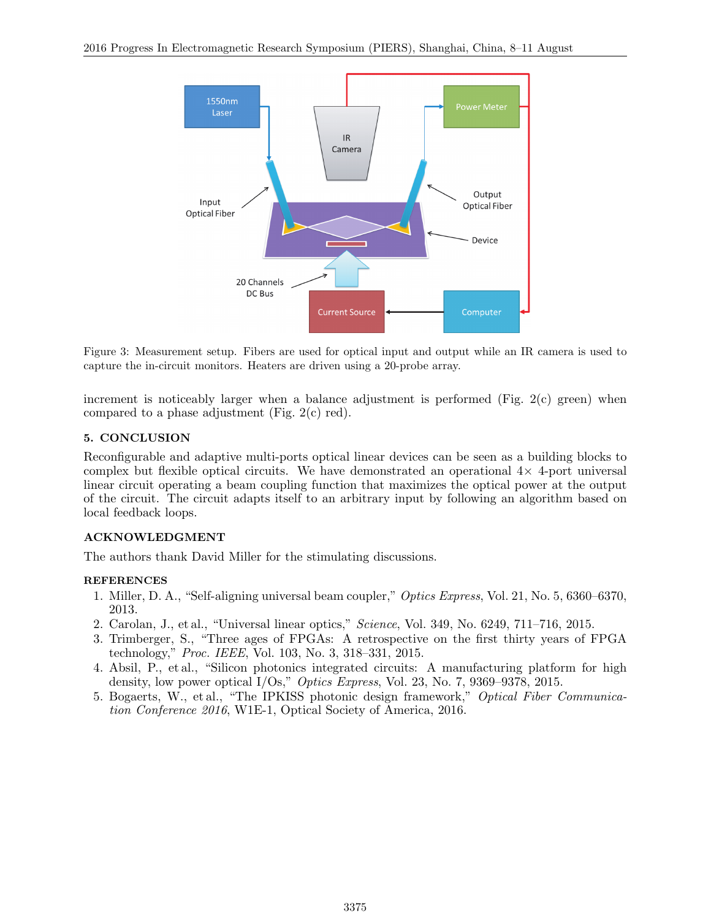1550nm Laser

IR Camera

Power Meter

Input Optical Fiber

Output Optical Fiber

Device

20 Channels DC Bus

Current Source

Computer

Figure 3: Measurement setup. Fibers are used for optical input and output while an IR camera is used to capture the in-circuit monitors. Heaters are driven using a 20-probe array.

increment is noticeably larger when a balance adjustment is performed (Fig. 2(c) green) when compared to a phase adjustment (Fig. 2(c) red).

## 5. CONCLUSION

Reconfigurable and adaptive multi-ports optical linear devices can be seen as a building blocks to complex but flexible optical circuits. We have demonstrated an operational $4\times$ 4-port universal linear circuit operating a beam coupling function that maximizes the optical power at the output of the circuit. The circuit adapts itself to an arbitrary input by following an algorithm based on local feedback loops.

## ACKNOWLEDGMENT

The authors thank David Miller for the stimulating discussions.

## REFERENCES

1. Miller, D. A., "Self-aligning universal beam coupler," *Optics Express*, Vol. 21, No. 5, 6360–6370, 2013.
2. Carolan, J., et al., "Universal linear optics," *Science*, Vol. 349, No. 6249, 711–716, 2015.
3. Trimberger, S., "Three ages of FPGAs: A retrospective on the first thirty years of FPGA technology," *Proc. IEEE*, Vol. 103, No. 3, 318–331, 2015.
4. Absil, P., et al., "Silicon photonics integrated circuits: A manufacturing platform for high density, low power optical I/Os," *Optics Express*, Vol. 23, No. 7, 9369–9378, 2015.
5. Bogaerts, W., et al., "The IPKISS photonic design framework," *Optical Fiber Communication Conference 2016*, W1E-1, Optical Society of America, 2016.